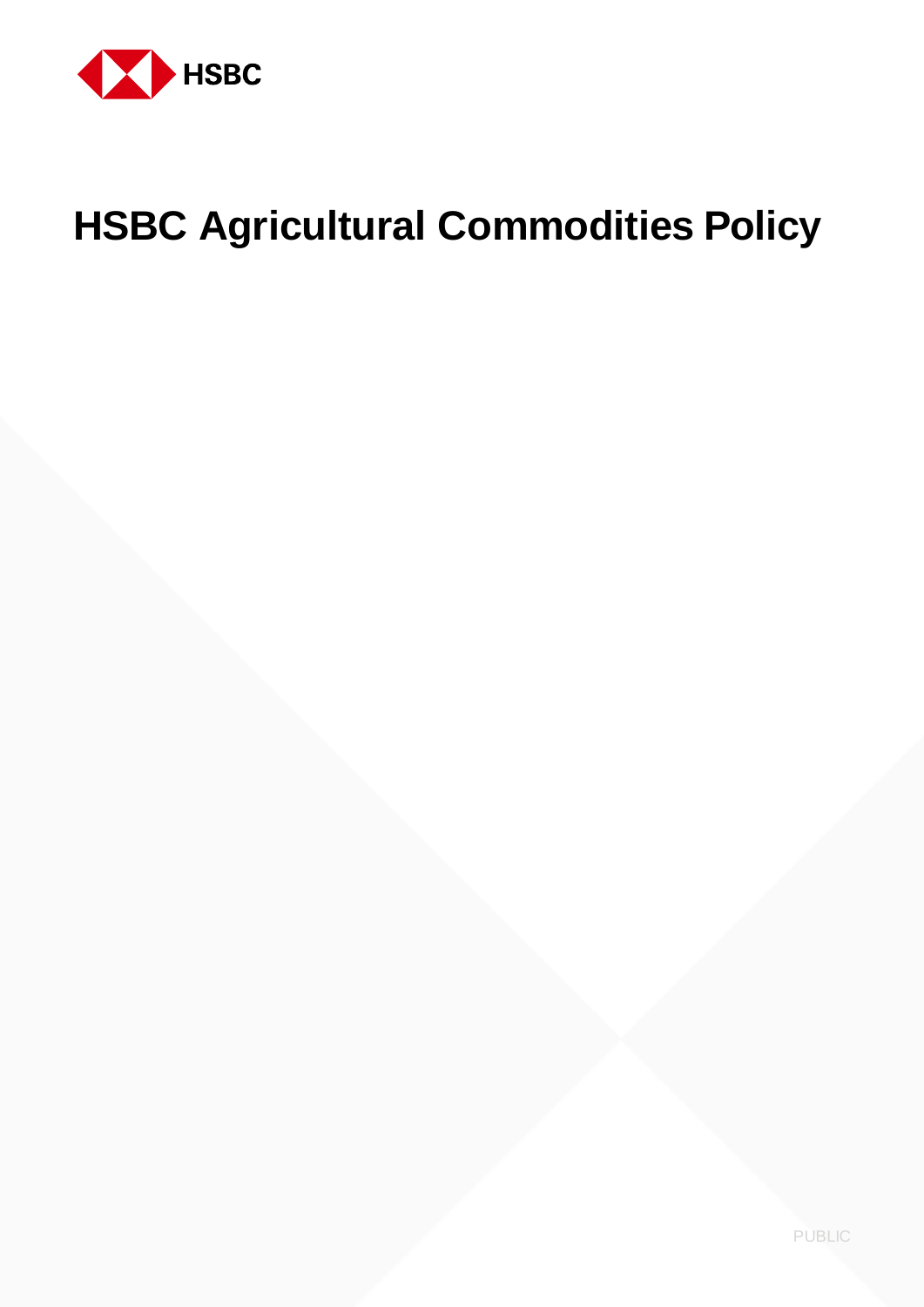HSBC

# HSBC Agricultural Commodities Policy

PUBLIC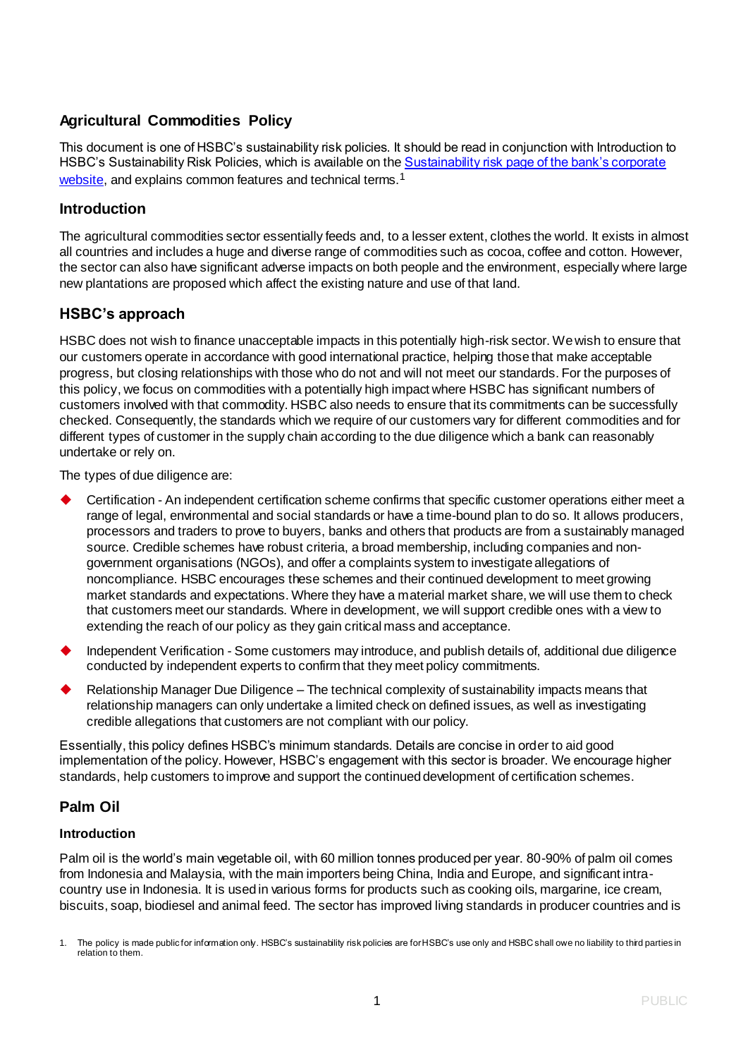## Agricultural Commodities Policy

This document is one of HSBC's sustainability risk policies. It should be read in conjunction with Introduction to HSBC's Sustainability Risk Policies, which is available on the [Sustainability risk page of the bank's corporate website](), and explains common features and technical terms.[1]

## Introduction

The agricultural commodities sector essentially feeds and, to a lesser extent, clothes the world. It exists in almost all countries and includes a huge and diverse range of commodities such as cocoa, coffee and cotton. However, the sector can also have significant adverse impacts on both people and the environment, especially where large new plantations are proposed which affect the existing nature and use of that land.

## HSBC's approach

HSBC does not wish to finance unacceptable impacts in this potentially high-risk sector. We wish to ensure that our customers operate in accordance with good international practice, helping those that make acceptable progress, but closing relationships with those who do not and will not meet our standards. For the purposes of this policy, we focus on commodities with a potentially high impact where HSBC has significant numbers of customers involved with that commodity. HSBC also needs to ensure that its commitments can be successfully checked. Consequently, the standards which we require of our customers vary for different commodities and for different types of customer in the supply chain according to the due diligence which a bank can reasonably undertake or rely on.

The types of due diligence are:

- Certification - An independent certification scheme confirms that specific customer operations either meet a range of legal, environmental and social standards or have a time-bound plan to do so. It allows producers, processors and traders to prove to buyers, banks and others that products are from a sustainably managed source. Credible schemes have robust criteria, a broad membership, including companies and non-government organisations (NGOs), and offer a complaints system to investigate allegations of noncompliance. HSBC encourages these schemes and their continued development to meet growing market standards and expectations. Where they have a material market share, we will use them to check that customers meet our standards. Where in development, we will support credible ones with a view to extending the reach of our policy as they gain critical mass and acceptance.
- Independent Verification - Some customers may introduce, and publish details of, additional due diligence conducted by independent experts to confirm that they meet policy commitments.
- Relationship Manager Due Diligence – The technical complexity of sustainability impacts means that relationship managers can only undertake a limited check on defined issues, as well as investigating credible allegations that customers are not compliant with our policy.

Essentially, this policy defines HSBC's minimum standards. Details are concise in order to aid good implementation of the policy. However, HSBC's engagement with this sector is broader. We encourage higher standards, help customers to improve and support the continued development of certification schemes.

## Palm Oil

### Introduction

Palm oil is the world's main vegetable oil, with 60 million tonnes produced per year. 80-90% of palm oil comes from Indonesia and Malaysia, with the main importers being China, India and Europe, and significant intra-country use in Indonesia. It is used in various forms for products such as cooking oils, margarine, ice cream, biscuits, soap, biodiesel and animal feed. The sector has improved living standards in producer countries and is

1. The policy is made public for information only. HSBC's sustainability risk policies are for HSBC's use only and HSBC shall owe no liability to third parties in relation to them.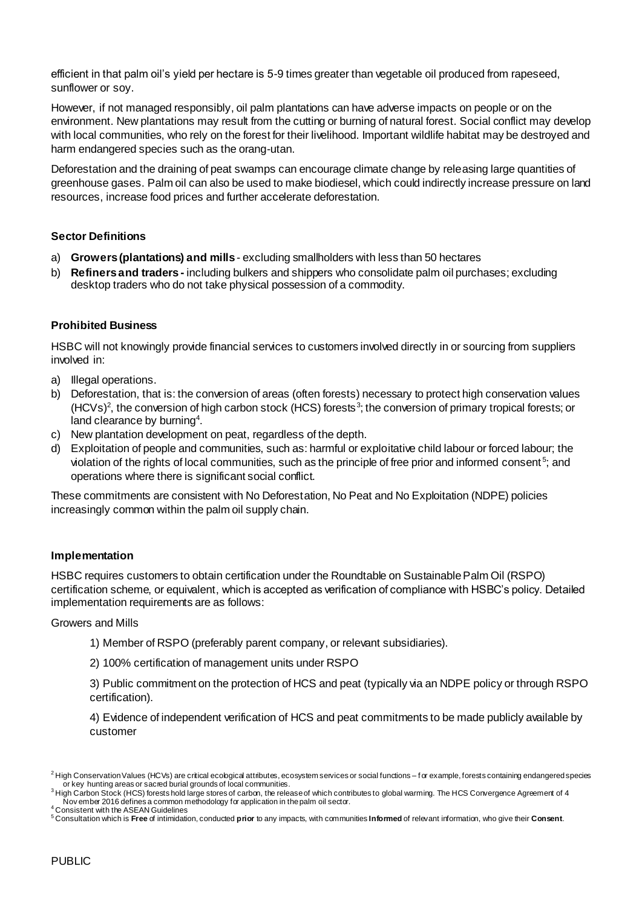efficient in that palm oil's yield per hectare is 5-9 times greater than vegetable oil produced from rapeseed, sunflower or soy.

However, if not managed responsibly, oil palm plantations can have adverse impacts on people or on the environment. New plantations may result from the cutting or burning of natural forest. Social conflict may develop with local communities, who rely on the forest for their livelihood. Important wildlife habitat may be destroyed and harm endangered species such as the orang-utan.

Deforestation and the draining of peat swamps can encourage climate change by releasing large quantities of greenhouse gases. Palm oil can also be used to make biodiesel, which could indirectly increase pressure on land resources, increase food prices and further accelerate deforestation.

### Sector Definitions

a) **Growers (plantations) and mills** - excluding smallholders with less than 50 hectares
b) **Refiners and traders -** including bulkers and shippers who consolidate palm oil purchases; excluding desktop traders who do not take physical possession of a commodity.

### Prohibited Business

HSBC will not knowingly provide financial services to customers involved directly in or sourcing from suppliers involved in:

a) Illegal operations.
b) Deforestation, that is: the conversion of areas (often forests) necessary to protect high conservation values (HCVs)[2], the conversion of high carbon stock (HCS) forests[3]; the conversion of primary tropical forests; or land clearance by burning[4].
c) New plantation development on peat, regardless of the depth.
d) Exploitation of people and communities, such as: harmful or exploitative child labour or forced labour; the violation of the rights of local communities, such as the principle of free prior and informed consent[5]; and operations where there is significant social conflict.

These commitments are consistent with No Deforestation, No Peat and No Exploitation (NDPE) policies increasingly common within the palm oil supply chain.

### Implementation

HSBC requires customers to obtain certification under the Roundtable on Sustainable Palm Oil (RSPO) certification scheme, or equivalent, which is accepted as verification of compliance with HSBC's policy. Detailed implementation requirements are as follows:

Growers and Mills

1) Member of RSPO (preferably parent company, or relevant subsidiaries).

2) 100% certification of management units under RSPO

3) Public commitment on the protection of HCS and peat (typically via an NDPE policy or through RSPO certification).

4) Evidence of independent verification of HCS and peat commitments to be made publicly available by customer

[2] High Conservation Values (HCVs) are critical ecological attributes, ecosystem services or social functions – for example, forests containing endangered species or key hunting areas or sacred burial grounds of local communities.
[3] High Carbon Stock (HCS) forests hold large stores of carbon, the release of which contributes to global warming. The HCS Convergence Agreement of 4 November 2016 defines a common methodology for application in the palm oil sector.
[4] Consistent with the ASEAN Guidelines
[5] Consultation which is **Free** of intimidation, conducted **prior** to any impacts, with communities **Informed** of relevant information, who give their **Consent**.

PUBLIC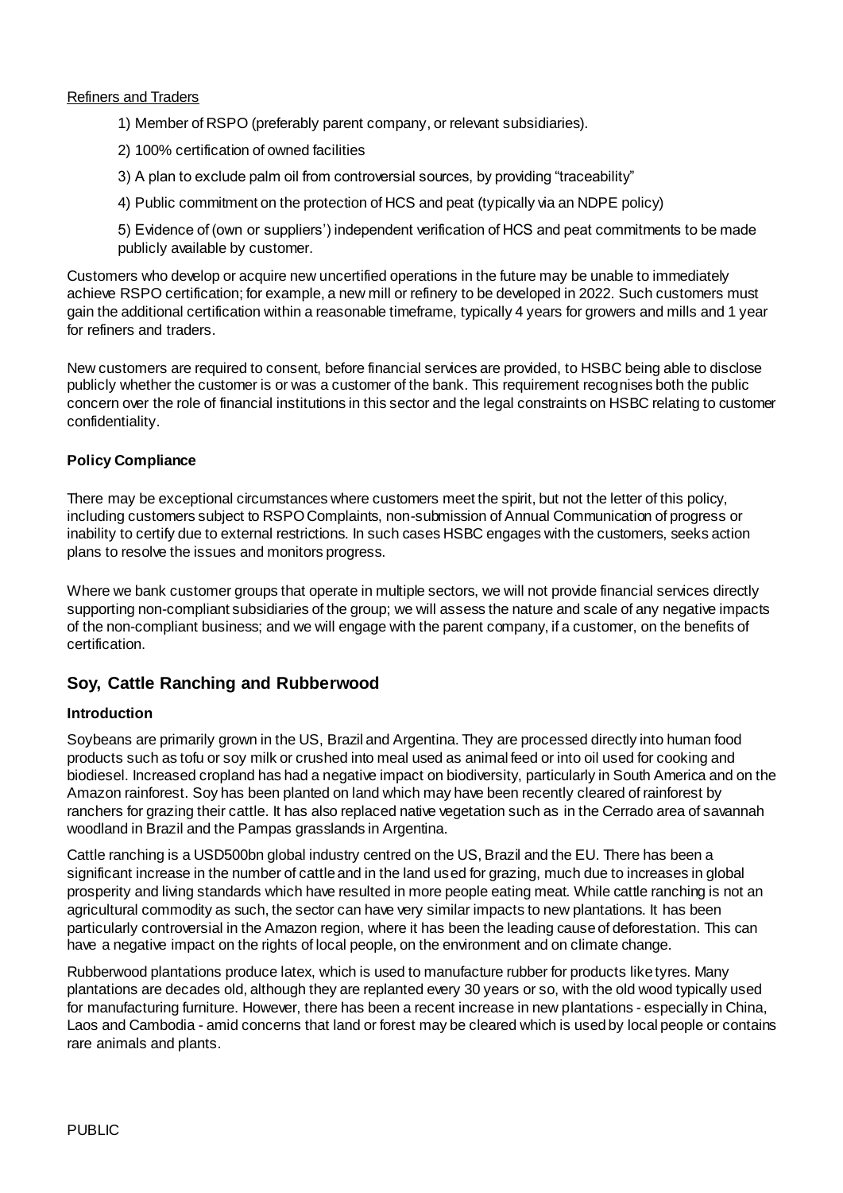Refiners and Traders

1) Member of RSPO (preferably parent company, or relevant subsidiaries).

2) 100% certification of owned facilities

3) A plan to exclude palm oil from controversial sources, by providing "traceability"

4) Public commitment on the protection of HCS and peat (typically via an NDPE policy)

5) Evidence of (own or suppliers') independent verification of HCS and peat commitments to be made publicly available by customer.

Customers who develop or acquire new uncertified operations in the future may be unable to immediately achieve RSPO certification; for example, a new mill or refinery to be developed in 2022. Such customers must gain the additional certification within a reasonable timeframe, typically 4 years for growers and mills and 1 year for refiners and traders.

New customers are required to consent, before financial services are provided, to HSBC being able to disclose publicly whether the customer is or was a customer of the bank. This requirement recognises both the public concern over the role of financial institutions in this sector and the legal constraints on HSBC relating to customer confidentiality.

### Policy Compliance

There may be exceptional circumstances where customers meet the spirit, but not the letter of this policy, including customers subject to RSPO Complaints, non-submission of Annual Communication of progress or inability to certify due to external restrictions. In such cases HSBC engages with the customers, seeks action plans to resolve the issues and monitors progress.

Where we bank customer groups that operate in multiple sectors, we will not provide financial services directly supporting non-compliant subsidiaries of the group; we will assess the nature and scale of any negative impacts of the non-compliant business; and we will engage with the parent company, if a customer, on the benefits of certification.

## Soy, Cattle Ranching and Rubberwood

### Introduction

Soybeans are primarily grown in the US, Brazil and Argentina. They are processed directly into human food products such as tofu or soy milk or crushed into meal used as animal feed or into oil used for cooking and biodiesel. Increased cropland has had a negative impact on biodiversity, particularly in South America and on the Amazon rainforest. Soy has been planted on land which may have been recently cleared of rainforest by ranchers for grazing their cattle. It has also replaced native vegetation such as in the Cerrado area of savannah woodland in Brazil and the Pampas grasslands in Argentina.

Cattle ranching is a USD500bn global industry centred on the US, Brazil and the EU. There has been a significant increase in the number of cattle and in the land used for grazing, much due to increases in global prosperity and living standards which have resulted in more people eating meat. While cattle ranching is not an agricultural commodity as such, the sector can have very similar impacts to new plantations. It has been particularly controversial in the Amazon region, where it has been the leading cause of deforestation. This can have a negative impact on the rights of local people, on the environment and on climate change.

Rubberwood plantations produce latex, which is used to manufacture rubber for products like tyres. Many plantations are decades old, although they are replanted every 30 years or so, with the old wood typically used for manufacturing furniture. However, there has been a recent increase in new plantations - especially in China, Laos and Cambodia - amid concerns that land or forest may be cleared which is used by local people or contains rare animals and plants.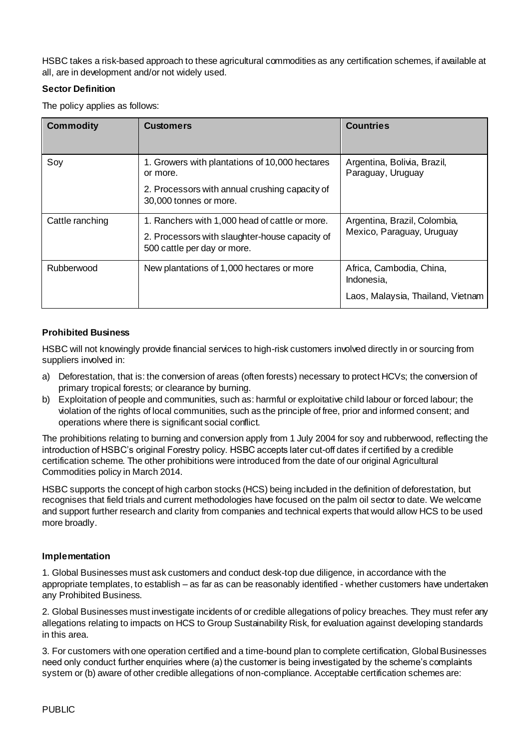HSBC takes a risk-based approach to these agricultural commodities as any certification schemes, if available at all, are in development and/or not widely used.

**Sector Definition**

The policy applies as follows:

| Commodity | Customers | Countries |
|---|---|---|
| Soy | 1. Growers with plantations of 10,000 hectares or more.<br>2. Processors with annual crushing capacity of 30,000 tonnes or more. | Argentina, Bolivia, Brazil, Paraguay, Uruguay |
| Cattle ranching | 1. Ranchers with 1,000 head of cattle or more.<br>2. Processors with slaughter-house capacity of 500 cattle per day or more. | Argentina, Brazil, Colombia, Mexico, Paraguay, Uruguay |
| Rubberwood | New plantations of 1,000 hectares or more | Africa, Cambodia, China, Indonesia,<br>Laos, Malaysia, Thailand, Vietnam |

**Prohibited Business**

HSBC will not knowingly provide financial services to high-risk customers involved directly in or sourcing from suppliers involved in:

a) Deforestation, that is: the conversion of areas (often forests) necessary to protect HCVs; the conversion of primary tropical forests; or clearance by burning.

b) Exploitation of people and communities, such as: harmful or exploitative child labour or forced labour; the violation of the rights of local communities, such as the principle of free, prior and informed consent; and operations where there is significant social conflict.

The prohibitions relating to burning and conversion apply from 1 July 2004 for soy and rubberwood, reflecting the introduction of HSBC's original Forestry policy. HSBC accepts later cut-off dates if certified by a credible certification scheme. The other prohibitions were introduced from the date of our original Agricultural Commodities policy in March 2014.

HSBC supports the concept of high carbon stocks (HCS) being included in the definition of deforestation, but recognises that field trials and current methodologies have focused on the palm oil sector to date. We welcome and support further research and clarity from companies and technical experts that would allow HCS to be used more broadly.

**Implementation**

1. Global Businesses must ask customers and conduct desk-top due diligence, in accordance with the appropriate templates, to establish – as far as can be reasonably identified - whether customers have undertaken any Prohibited Business.

2. Global Businesses must investigate incidents of or credible allegations of policy breaches. They must refer any allegations relating to impacts on HCS to Group Sustainability Risk, for evaluation against developing standards in this area.

3. For customers with one operation certified and a time-bound plan to complete certification, Global Businesses need only conduct further enquiries where (a) the customer is being investigated by the scheme's complaints system or (b) aware of other credible allegations of non-compliance. Acceptable certification schemes are: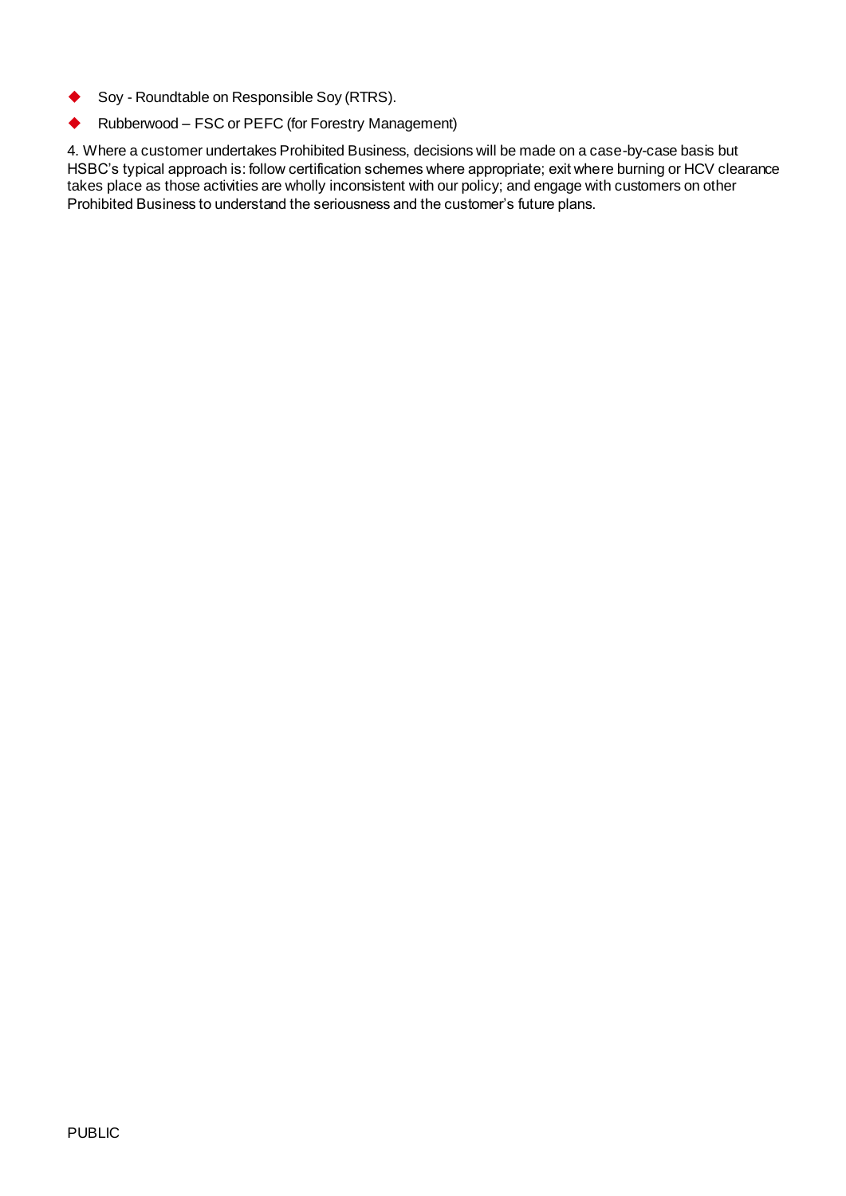- Soy - Roundtable on Responsible Soy (RTRS).
- Rubberwood – FSC or PEFC (for Forestry Management)

4. Where a customer undertakes Prohibited Business, decisions will be made on a case-by-case basis but HSBC's typical approach is: follow certification schemes where appropriate; exit where burning or HCV clearance takes place as those activities are wholly inconsistent with our policy; and engage with customers on other Prohibited Business to understand the seriousness and the customer's future plans.